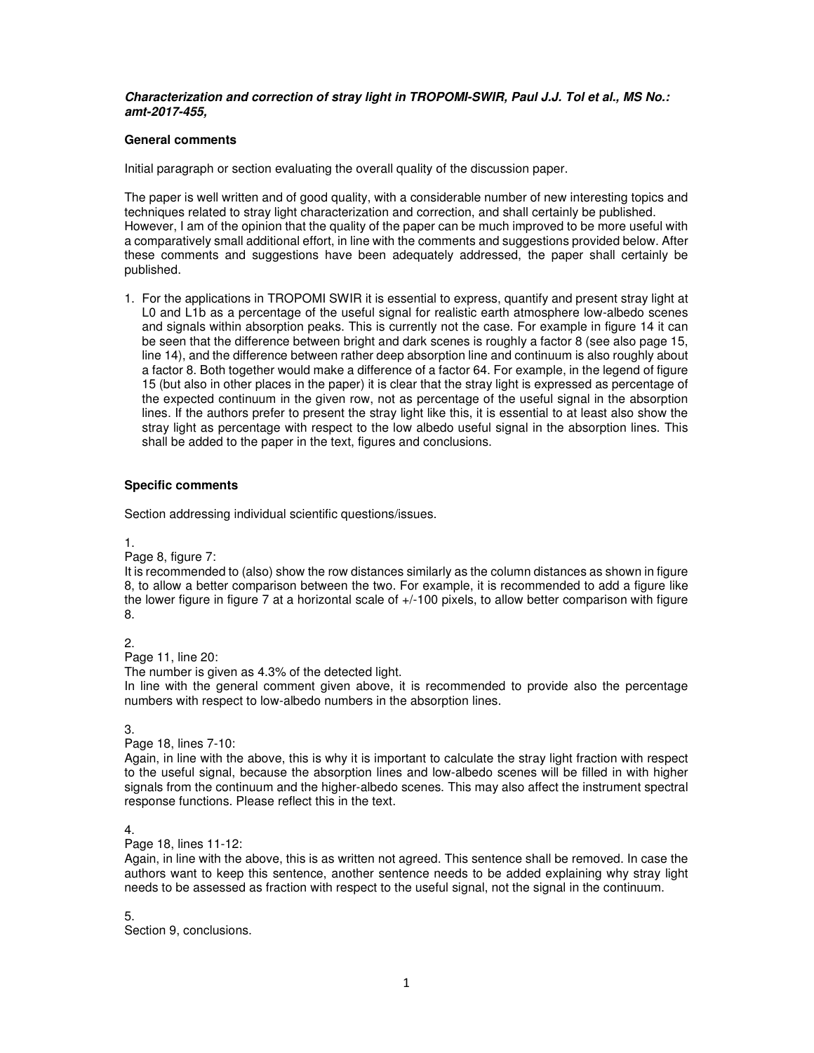***Characterization and correction of stray light in TROPOMI-SWIR, Paul J.J. Tol et al., MS No.: amt-2017-455,***

**General comments**

Initial paragraph or section evaluating the overall quality of the discussion paper.

The paper is well written and of good quality, with a considerable number of new interesting topics and techniques related to stray light characterization and correction, and shall certainly be published. However, I am of the opinion that the quality of the paper can be much improved to be more useful with a comparatively small additional effort, in line with the comments and suggestions provided below. After these comments and suggestions have been adequately addressed, the paper shall certainly be published.

1. For the applications in TROPOMI SWIR it is essential to express, quantify and present stray light at L0 and L1b as a percentage of the useful signal for realistic earth atmosphere low-albedo scenes and signals within absorption peaks. This is currently not the case. For example in figure 14 it can be seen that the difference between bright and dark scenes is roughly a factor 8 (see also page 15, line 14), and the difference between rather deep absorption line and continuum is also roughly about a factor 8. Both together would make a difference of a factor 64. For example, in the legend of figure 15 (but also in other places in the paper) it is clear that the stray light is expressed as percentage of the expected continuum in the given row, not as percentage of the useful signal in the absorption lines. If the authors prefer to present the stray light like this, it is essential to at least also show the stray light as percentage with respect to the low albedo useful signal in the absorption lines. This shall be added to the paper in the text, figures and conclusions.

**Specific comments**

Section addressing individual scientific questions/issues.

1.
Page 8, figure 7:
It is recommended to (also) show the row distances similarly as the column distances as shown in figure 8, to allow a better comparison between the two. For example, it is recommended to add a figure like the lower figure in figure 7 at a horizontal scale of +/-100 pixels, to allow better comparison with figure 8.

2.
Page 11, line 20:
The number is given as 4.3% of the detected light.
In line with the general comment given above, it is recommended to provide also the percentage numbers with respect to low-albedo numbers in the absorption lines.

3.
Page 18, lines 7-10:
Again, in line with the above, this is why it is important to calculate the stray light fraction with respect to the useful signal, because the absorption lines and low-albedo scenes will be filled in with higher signals from the continuum and the higher-albedo scenes. This may also affect the instrument spectral response functions. Please reflect this in the text.

4.
Page 18, lines 11-12:
Again, in line with the above, this is as written not agreed. This sentence shall be removed. In case the authors want to keep this sentence, another sentence needs to be added explaining why stray light needs to be assessed as fraction with respect to the useful signal, not the signal in the continuum.

5.
Section 9, conclusions.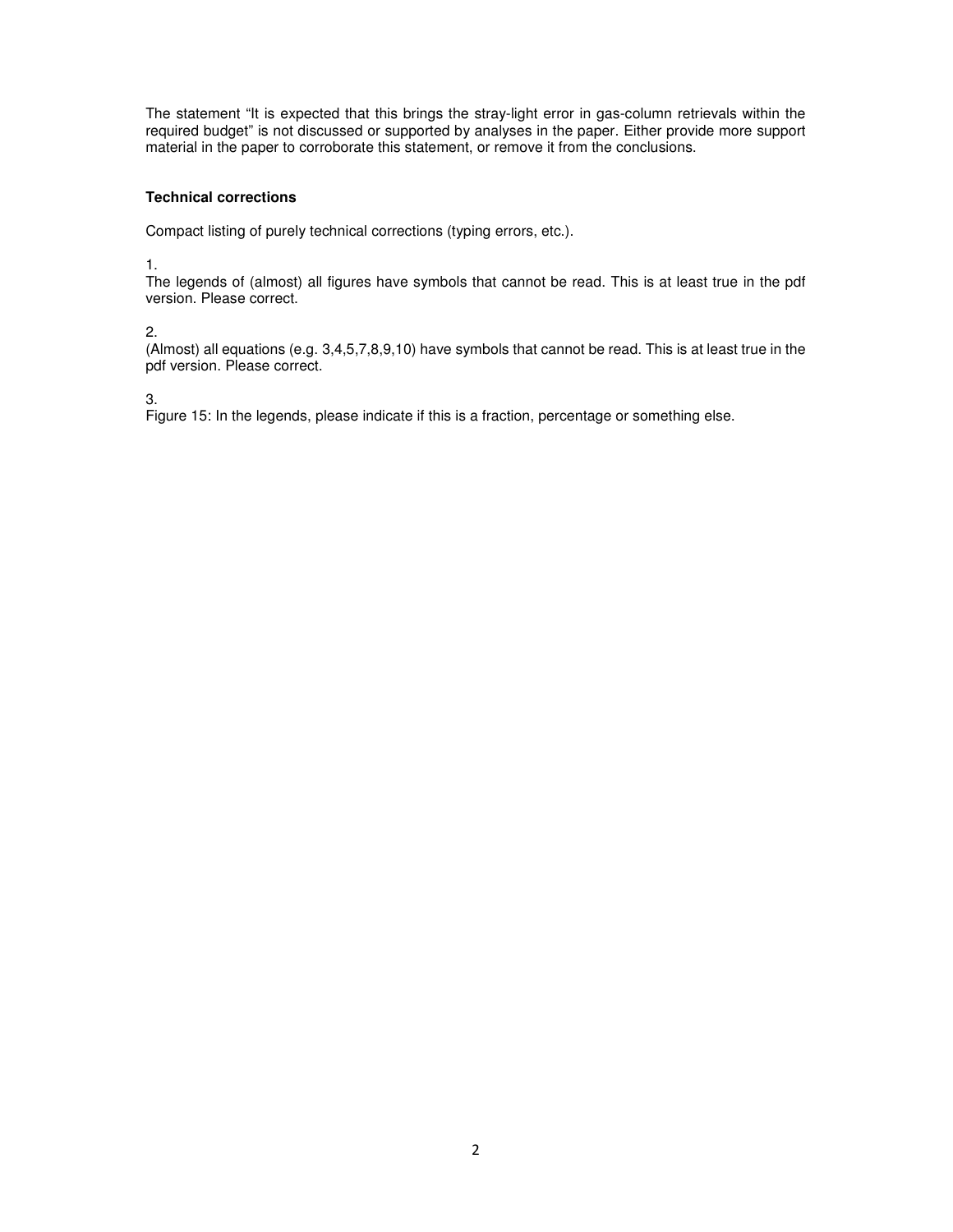The statement “It is expected that this brings the stray-light error in gas-column retrievals within the required budget” is not discussed or supported by analyses in the paper. Either provide more support material in the paper to corroborate this statement, or remove it from the conclusions.

**Technical corrections**

Compact listing of purely technical corrections (typing errors, etc.).

1.
The legends of (almost) all figures have symbols that cannot be read. This is at least true in the pdf version. Please correct.

2.
(Almost) all equations (e.g. 3,4,5,7,8,9,10) have symbols that cannot be read. This is at least true in the pdf version. Please correct.

3.
Figure 15: In the legends, please indicate if this is a fraction, percentage or something else.